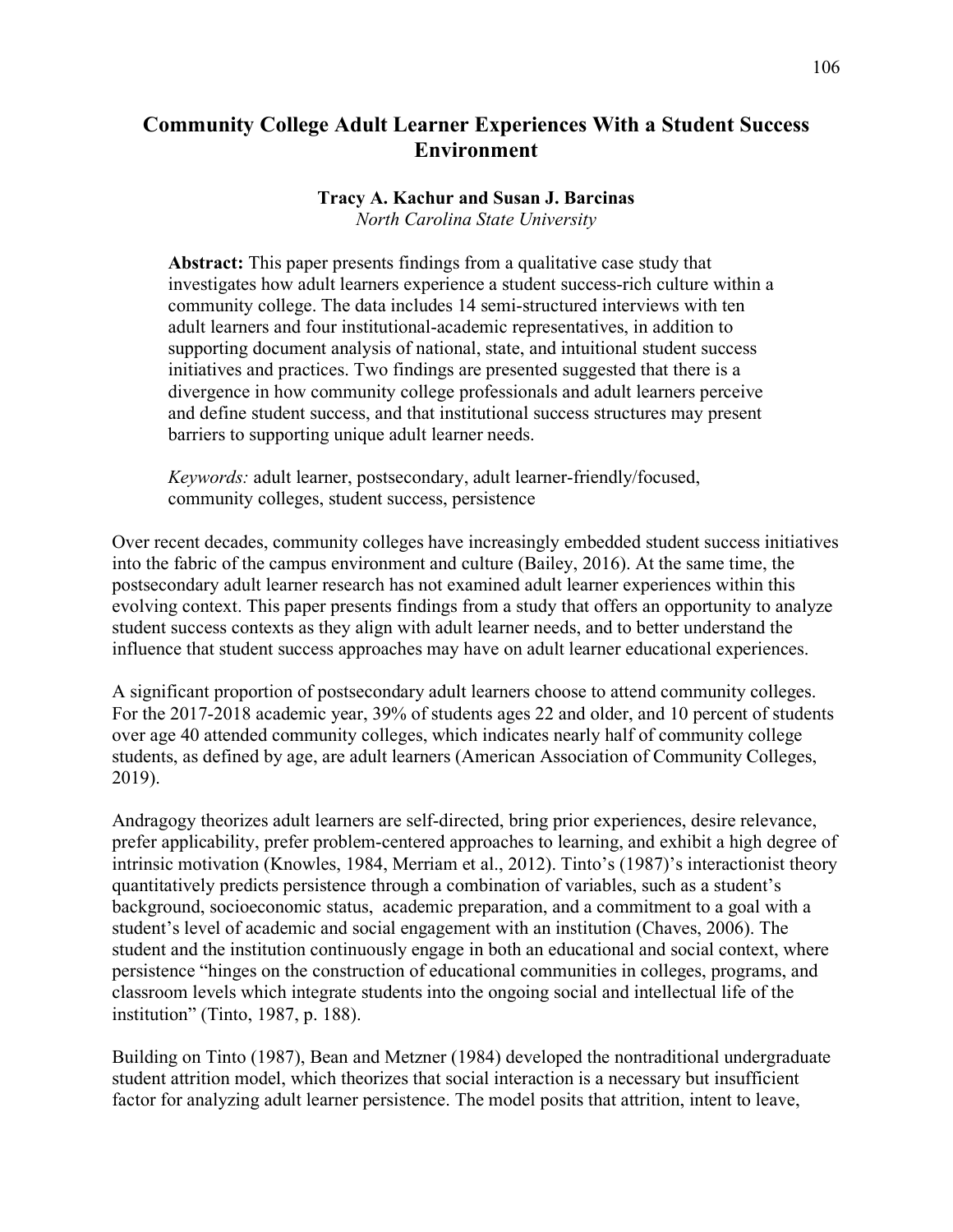# Community College Adult Learner Experiences With a Student Success Environment

**Tracy A. Kachur and Susan J. Barcinas**
*North Carolina State University*

**Abstract:** This paper presents findings from a qualitative case study that investigates how adult learners experience a student success-rich culture within a community college. The data includes 14 semi-structured interviews with ten adult learners and four institutional-academic representatives, in addition to supporting document analysis of national, state, and intuitional student success initiatives and practices. Two findings are presented suggested that there is a divergence in how community college professionals and adult learners perceive and define student success, and that institutional success structures may present barriers to supporting unique adult learner needs.

*Keywords:* adult learner, postsecondary, adult learner-friendly/focused, community colleges, student success, persistence

Over recent decades, community colleges have increasingly embedded student success initiatives into the fabric of the campus environment and culture (Bailey, 2016). At the same time, the postsecondary adult learner research has not examined adult learner experiences within this evolving context. This paper presents findings from a study that offers an opportunity to analyze student success contexts as they align with adult learner needs, and to better understand the influence that student success approaches may have on adult learner educational experiences.

A significant proportion of postsecondary adult learners choose to attend community colleges. For the 2017-2018 academic year, 39% of students ages 22 and older, and 10 percent of students over age 40 attended community colleges, which indicates nearly half of community college students, as defined by age, are adult learners (American Association of Community Colleges, 2019).

Andragogy theorizes adult learners are self-directed, bring prior experiences, desire relevance, prefer applicability, prefer problem-centered approaches to learning, and exhibit a high degree of intrinsic motivation (Knowles, 1984, Merriam et al., 2012). Tinto's (1987)'s interactionist theory quantitatively predicts persistence through a combination of variables, such as a student's background, socioeconomic status, academic preparation, and a commitment to a goal with a student's level of academic and social engagement with an institution (Chaves, 2006). The student and the institution continuously engage in both an educational and social context, where persistence "hinges on the construction of educational communities in colleges, programs, and classroom levels which integrate students into the ongoing social and intellectual life of the institution" (Tinto, 1987, p. 188).

Building on Tinto (1987), Bean and Metzner (1984) developed the nontraditional undergraduate student attrition model, which theorizes that social interaction is a necessary but insufficient factor for analyzing adult learner persistence. The model posits that attrition, intent to leave,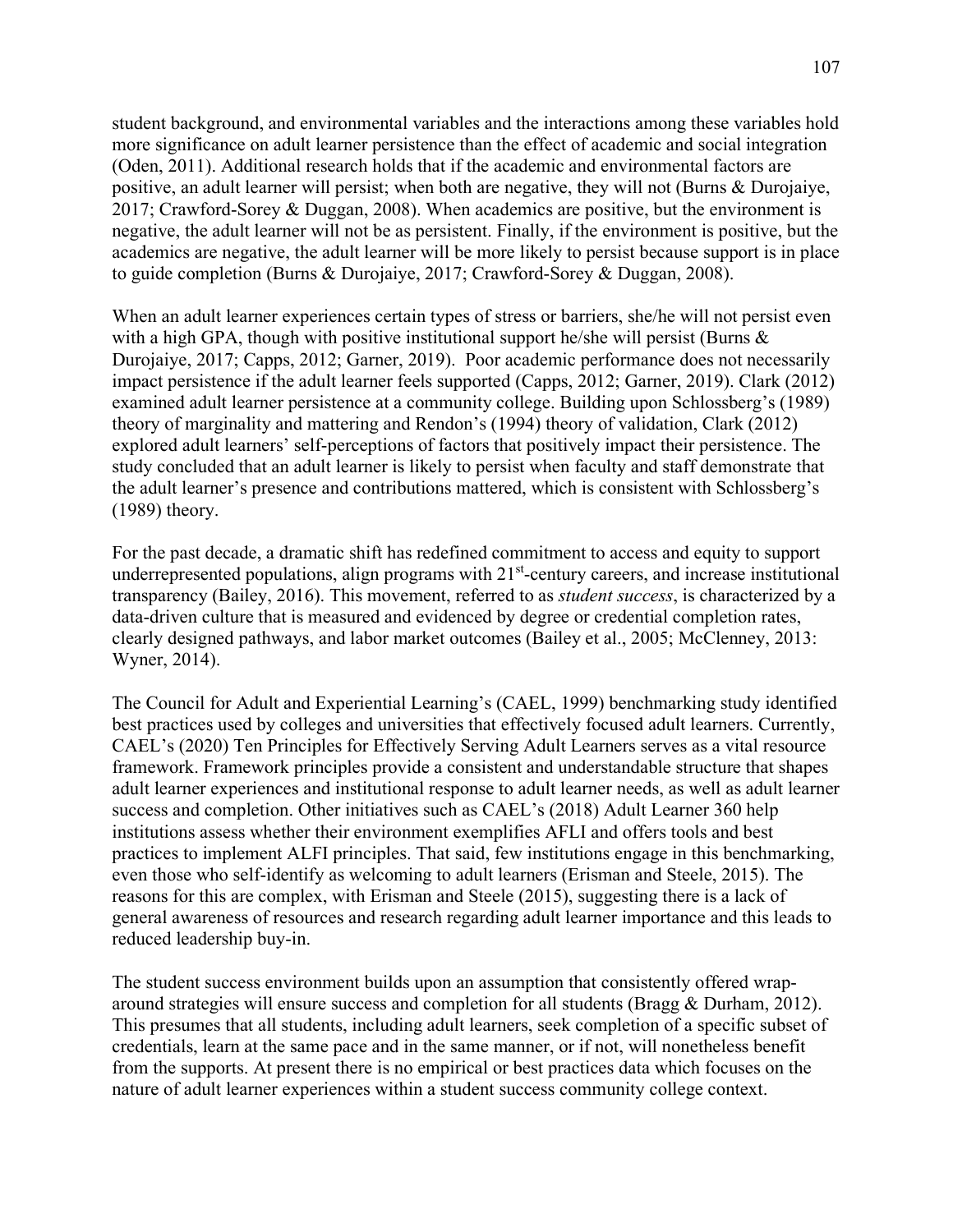student background, and environmental variables and the interactions among these variables hold more significance on adult learner persistence than the effect of academic and social integration (Oden, 2011). Additional research holds that if the academic and environmental factors are positive, an adult learner will persist; when both are negative, they will not (Burns & Durojaiye, 2017; Crawford-Sorey & Duggan, 2008). When academics are positive, but the environment is negative, the adult learner will not be as persistent. Finally, if the environment is positive, but the academics are negative, the adult learner will be more likely to persist because support is in place to guide completion (Burns & Durojaiye, 2017; Crawford-Sorey & Duggan, 2008).

When an adult learner experiences certain types of stress or barriers, she/he will not persist even with a high GPA, though with positive institutional support he/she will persist (Burns & Durojaiye, 2017; Capps, 2012; Garner, 2019). Poor academic performance does not necessarily impact persistence if the adult learner feels supported (Capps, 2012; Garner, 2019). Clark (2012) examined adult learner persistence at a community college. Building upon Schlossberg's (1989) theory of marginality and mattering and Rendon's (1994) theory of validation, Clark (2012) explored adult learners' self-perceptions of factors that positively impact their persistence. The study concluded that an adult learner is likely to persist when faculty and staff demonstrate that the adult learner's presence and contributions mattered, which is consistent with Schlossberg's (1989) theory.

For the past decade, a dramatic shift has redefined commitment to access and equity to support underrepresented populations, align programs with 21st-century careers, and increase institutional transparency (Bailey, 2016). This movement, referred to as *student success*, is characterized by a data-driven culture that is measured and evidenced by degree or credential completion rates, clearly designed pathways, and labor market outcomes (Bailey et al., 2005; McClenney, 2013: Wyner, 2014).

The Council for Adult and Experiential Learning's (CAEL, 1999) benchmarking study identified best practices used by colleges and universities that effectively focused adult learners. Currently, CAEL's (2020) Ten Principles for Effectively Serving Adult Learners serves as a vital resource framework. Framework principles provide a consistent and understandable structure that shapes adult learner experiences and institutional response to adult learner needs, as well as adult learner success and completion. Other initiatives such as CAEL's (2018) Adult Learner 360 help institutions assess whether their environment exemplifies AFLI and offers tools and best practices to implement ALFI principles. That said, few institutions engage in this benchmarking, even those who self-identify as welcoming to adult learners (Erisman and Steele, 2015). The reasons for this are complex, with Erisman and Steele (2015), suggesting there is a lack of general awareness of resources and research regarding adult learner importance and this leads to reduced leadership buy-in.

The student success environment builds upon an assumption that consistently offered wrap-around strategies will ensure success and completion for all students (Bragg & Durham, 2012). This presumes that all students, including adult learners, seek completion of a specific subset of credentials, learn at the same pace and in the same manner, or if not, will nonetheless benefit from the supports. At present there is no empirical or best practices data which focuses on the nature of adult learner experiences within a student success community college context.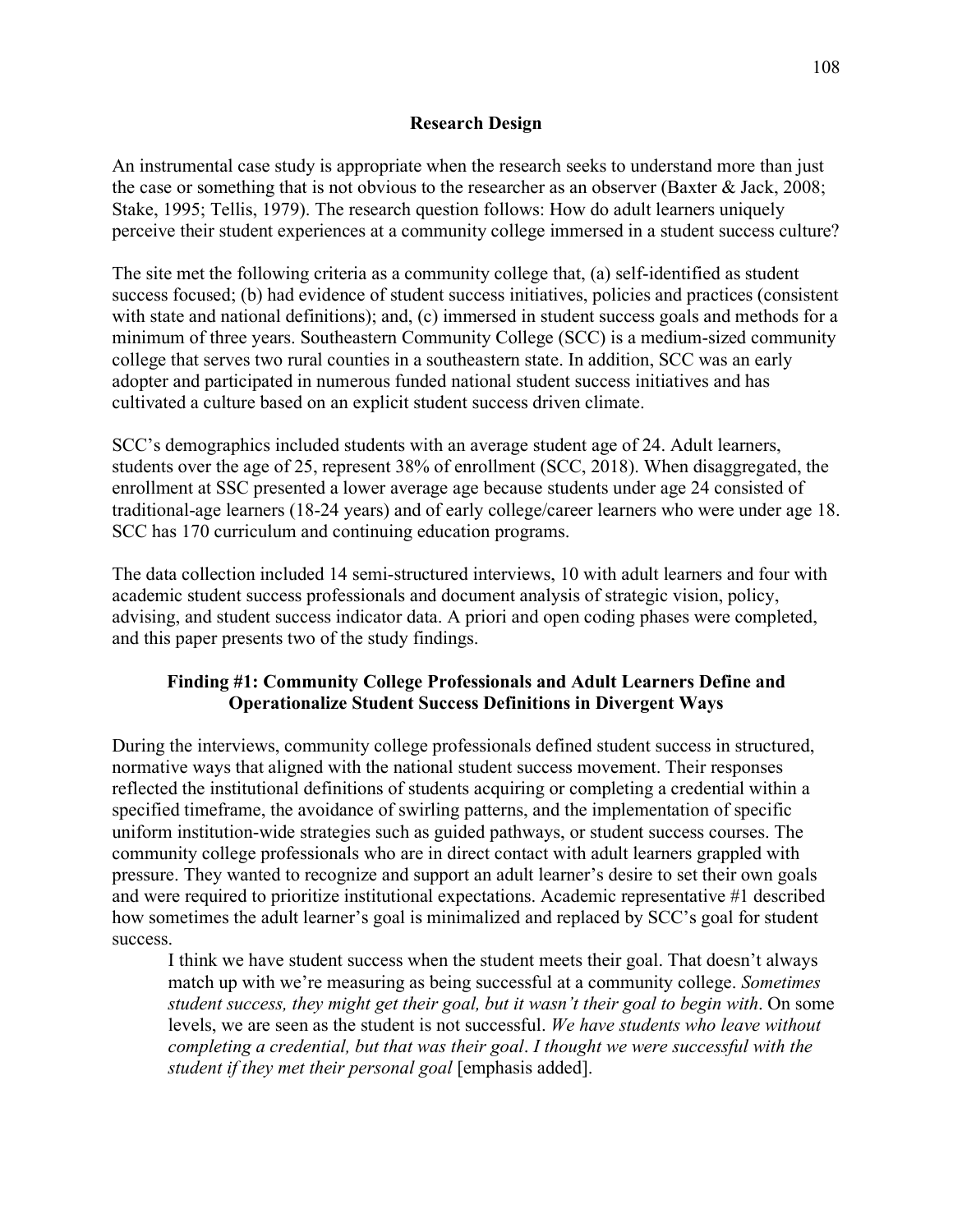## Research Design

An instrumental case study is appropriate when the research seeks to understand more than just the case or something that is not obvious to the researcher as an observer (Baxter & Jack, 2008; Stake, 1995; Tellis, 1979). The research question follows: How do adult learners uniquely perceive their student experiences at a community college immersed in a student success culture?

The site met the following criteria as a community college that, (a) self-identified as student success focused; (b) had evidence of student success initiatives, policies and practices (consistent with state and national definitions); and, (c) immersed in student success goals and methods for a minimum of three years. Southeastern Community College (SCC) is a medium-sized community college that serves two rural counties in a southeastern state. In addition, SCC was an early adopter and participated in numerous funded national student success initiatives and has cultivated a culture based on an explicit student success driven climate.

SCC's demographics included students with an average student age of 24. Adult learners, students over the age of 25, represent 38% of enrollment (SCC, 2018). When disaggregated, the enrollment at SSC presented a lower average age because students under age 24 consisted of traditional-age learners (18-24 years) and of early college/career learners who were under age 18. SCC has 170 curriculum and continuing education programs.

The data collection included 14 semi-structured interviews, 10 with adult learners and four with academic student success professionals and document analysis of strategic vision, policy, advising, and student success indicator data. A priori and open coding phases were completed, and this paper presents two of the study findings.

### Finding #1: Community College Professionals and Adult Learners Define and Operationalize Student Success Definitions in Divergent Ways

During the interviews, community college professionals defined student success in structured, normative ways that aligned with the national student success movement. Their responses reflected the institutional definitions of students acquiring or completing a credential within a specified timeframe, the avoidance of swirling patterns, and the implementation of specific uniform institution-wide strategies such as guided pathways, or student success courses. The community college professionals who are in direct contact with adult learners grappled with pressure. They wanted to recognize and support an adult learner's desire to set their own goals and were required to prioritize institutional expectations. Academic representative #1 described how sometimes the adult learner's goal is minimalized and replaced by SCC's goal for student success.

> I think we have student success when the student meets their goal. That doesn't always match up with we're measuring as being successful at a community college. *Sometimes student success, they might get their goal, but it wasn't their goal to begin with*. On some levels, we are seen as the student is not successful. *We have students who leave without completing a credential, but that was their goal*. *I thought we were successful with the student if they met their personal goal* [emphasis added].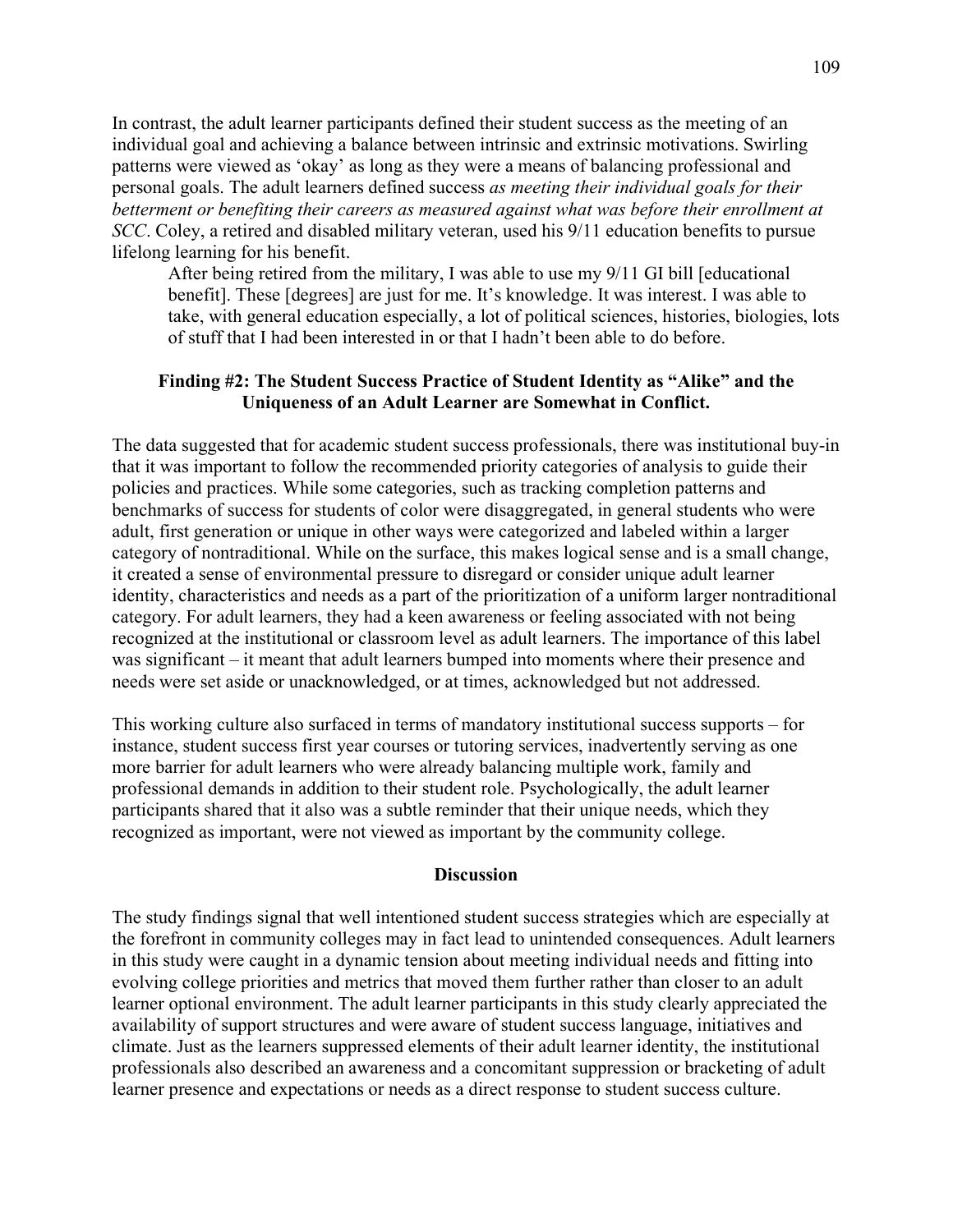In contrast, the adult learner participants defined their student success as the meeting of an individual goal and achieving a balance between intrinsic and extrinsic motivations. Swirling patterns were viewed as 'okay' as long as they were a means of balancing professional and personal goals. The adult learners defined success *as meeting their individual goals for their betterment or benefiting their careers as measured against what was before their enrollment at SCC*. Coley, a retired and disabled military veteran, used his 9/11 education benefits to pursue lifelong learning for his benefit.

> After being retired from the military, I was able to use my 9/11 GI bill [educational benefit]. These [degrees] are just for me. It's knowledge. It was interest. I was able to take, with general education especially, a lot of political sciences, histories, biologies, lots of stuff that I had been interested in or that I hadn't been able to do before.

### Finding #2: The Student Success Practice of Student Identity as "Alike" and the Uniqueness of an Adult Learner are Somewhat in Conflict.

The data suggested that for academic student success professionals, there was institutional buy-in that it was important to follow the recommended priority categories of analysis to guide their policies and practices. While some categories, such as tracking completion patterns and benchmarks of success for students of color were disaggregated, in general students who were adult, first generation or unique in other ways were categorized and labeled within a larger category of nontraditional. While on the surface, this makes logical sense and is a small change, it created a sense of environmental pressure to disregard or consider unique adult learner identity, characteristics and needs as a part of the prioritization of a uniform larger nontraditional category. For adult learners, they had a keen awareness or feeling associated with not being recognized at the institutional or classroom level as adult learners. The importance of this label was significant – it meant that adult learners bumped into moments where their presence and needs were set aside or unacknowledged, or at times, acknowledged but not addressed.

This working culture also surfaced in terms of mandatory institutional success supports – for instance, student success first year courses or tutoring services, inadvertently serving as one more barrier for adult learners who were already balancing multiple work, family and professional demands in addition to their student role. Psychologically, the adult learner participants shared that it also was a subtle reminder that their unique needs, which they recognized as important, were not viewed as important by the community college.

## Discussion

The study findings signal that well intentioned student success strategies which are especially at the forefront in community colleges may in fact lead to unintended consequences. Adult learners in this study were caught in a dynamic tension about meeting individual needs and fitting into evolving college priorities and metrics that moved them further rather than closer to an adult learner optional environment. The adult learner participants in this study clearly appreciated the availability of support structures and were aware of student success language, initiatives and climate. Just as the learners suppressed elements of their adult learner identity, the institutional professionals also described an awareness and a concomitant suppression or bracketing of adult learner presence and expectations or needs as a direct response to student success culture.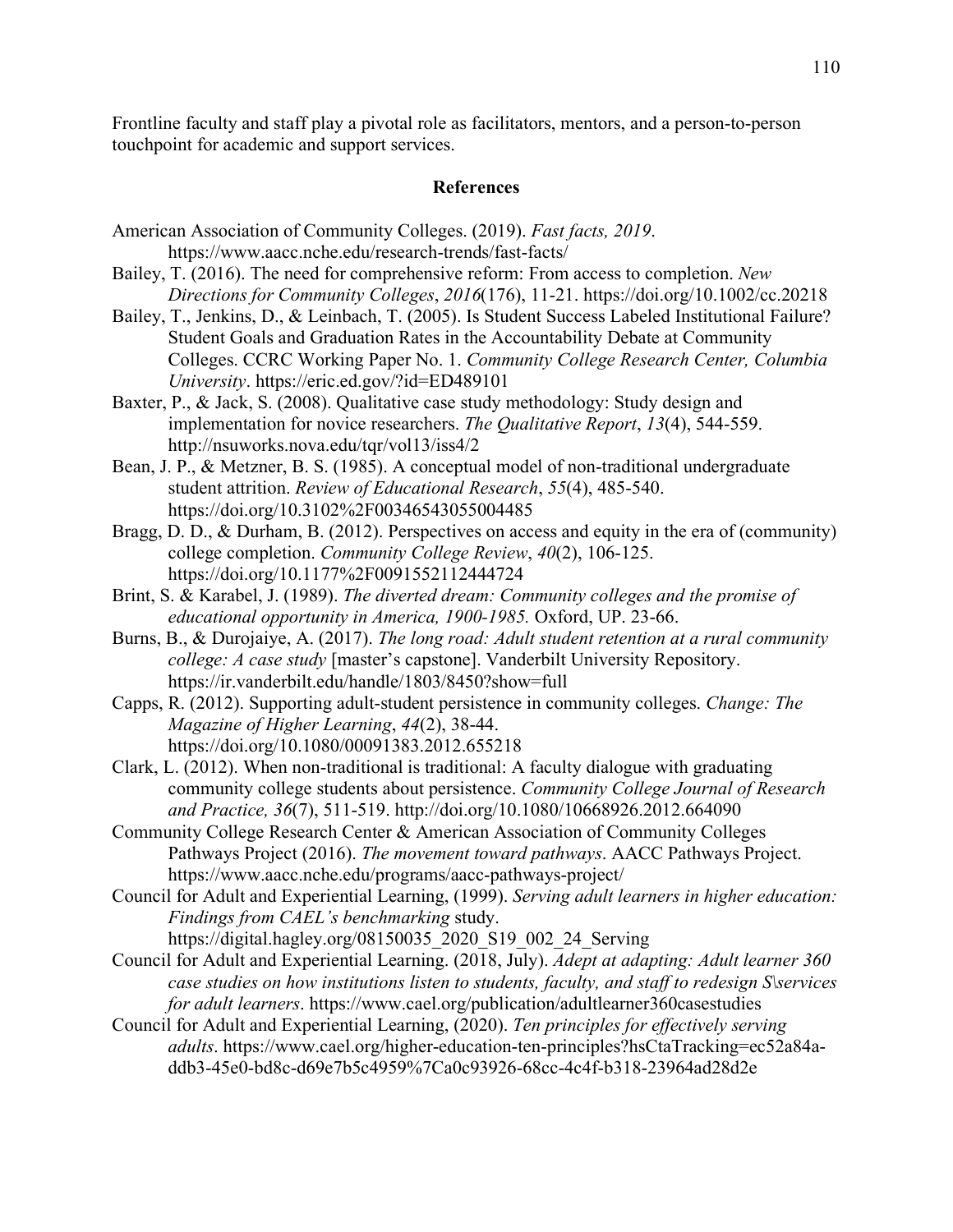Frontline faculty and staff play a pivotal role as facilitators, mentors, and a person-to-person touchpoint for academic and support services.

## References

American Association of Community Colleges. (2019). *Fast facts, 2019*. https://www.aacc.nche.edu/research-trends/fast-facts/

Bailey, T. (2016). The need for comprehensive reform: From access to completion. *New Directions for Community Colleges*, *2016*(176), 11-21. https://doi.org/10.1002/cc.20218

Bailey, T., Jenkins, D., & Leinbach, T. (2005). Is Student Success Labeled Institutional Failure? Student Goals and Graduation Rates in the Accountability Debate at Community Colleges. CCRC Working Paper No. 1. *Community College Research Center, Columbia University*. https://eric.ed.gov/?id=ED489101

Baxter, P., & Jack, S. (2008). Qualitative case study methodology: Study design and implementation for novice researchers. *The Qualitative Report*, *13*(4), 544-559. http://nsuworks.nova.edu/tqr/vol13/iss4/2

Bean, J. P., & Metzner, B. S. (1985). A conceptual model of non-traditional undergraduate student attrition. *Review of Educational Research*, *55*(4), 485-540. https://doi.org/10.3102%2F00346543055004485

Bragg, D. D., & Durham, B. (2012). Perspectives on access and equity in the era of (community) college completion. *Community College Review*, *40*(2), 106-125. https://doi.org/10.1177%2F0091552112444724

Brint, S. & Karabel, J. (1989). *The diverted dream: Community colleges and the promise of educational opportunity in America, 1900-1985.* Oxford, UP. 23-66.

Burns, B., & Durojaiye, A. (2017). *The long road: Adult student retention at a rural community college: A case study* [master's capstone]. Vanderbilt University Repository. https://ir.vanderbilt.edu/handle/1803/8450?show=full

Capps, R. (2012). Supporting adult-student persistence in community colleges. *Change: The Magazine of Higher Learning*, *44*(2), 38-44. https://doi.org/10.1080/00091383.2012.655218

Clark, L. (2012). When non-traditional is traditional: A faculty dialogue with graduating community college students about persistence. *Community College Journal of Research and Practice, 36*(7), 511-519. http://doi.org/10.1080/10668926.2012.664090

Community College Research Center & American Association of Community Colleges Pathways Project (2016). *The movement toward pathways*. AACC Pathways Project. https://www.aacc.nche.edu/programs/aacc-pathways-project/

Council for Adult and Experiential Learning, (1999). *Serving adult learners in higher education: Findings from CAEL's benchmarking* study. https://digital.hagley.org/08150035_2020_S19_002_24_Serving

Council for Adult and Experiential Learning. (2018, July). *Adept at adapting: Adult learner 360 case studies on how institutions listen to students, faculty, and staff to redesign S\services for adult learners*. https://www.cael.org/publication/adultlearner360casestudies

Council for Adult and Experiential Learning, (2020). *Ten principles for effectively serving adults*. https://www.cael.org/higher-education-ten-principles?hsCtaTracking=ec52a84a-ddb3-45e0-bd8c-d69e7b5c4959%7Ca0c93926-68cc-4c4f-b318-23964ad28d2e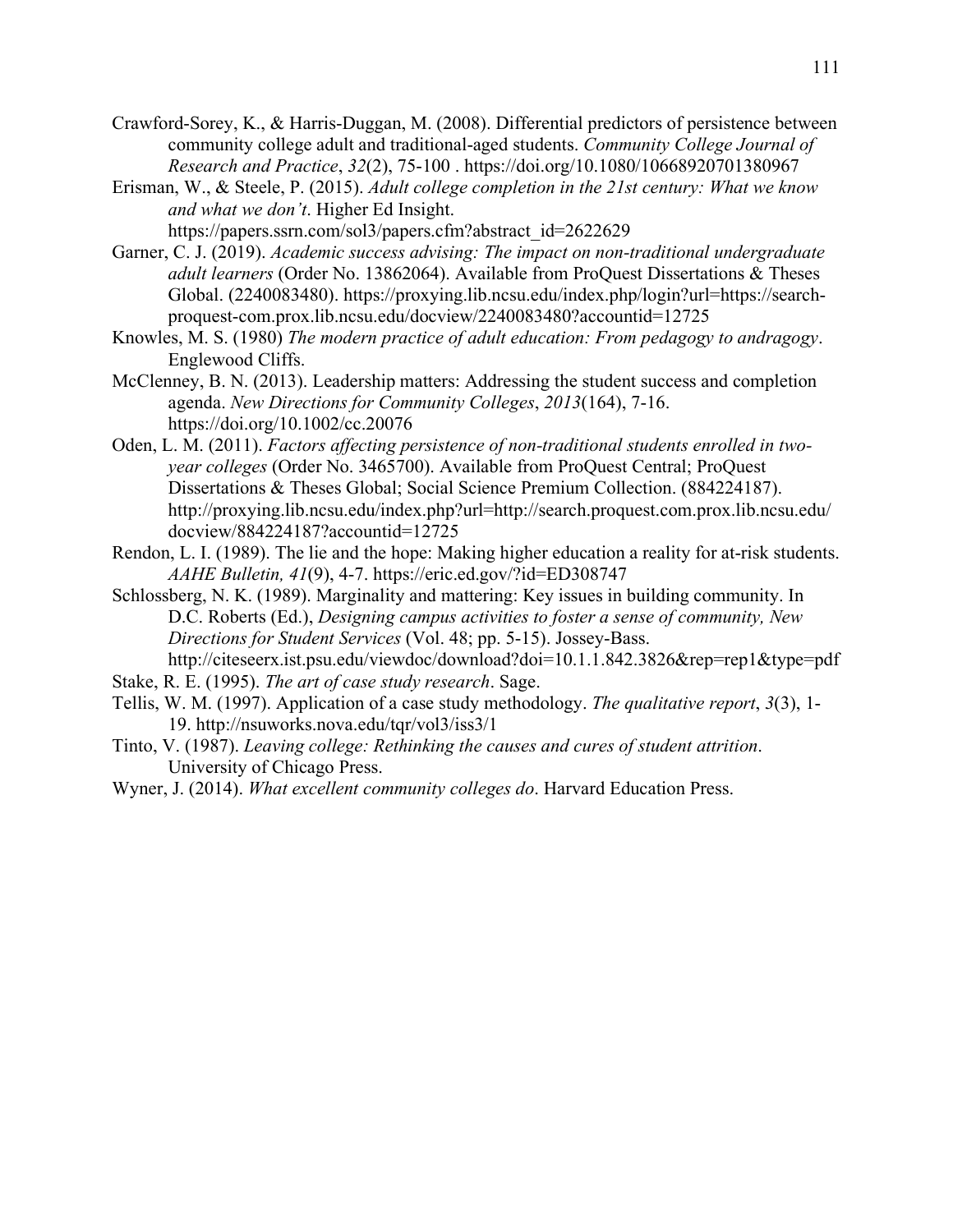Crawford-Sorey, K., & Harris-Duggan, M. (2008). Differential predictors of persistence between community college adult and traditional-aged students. *Community College Journal of Research and Practice*, *32*(2), 75-100 . https://doi.org/10.1080/10668920701380967

Erisman, W., & Steele, P. (2015). *Adult college completion in the 21st century: What we know and what we don't*. Higher Ed Insight. https://papers.ssrn.com/sol3/papers.cfm?abstract_id=2622629

Garner, C. J. (2019). *Academic success advising: The impact on non-traditional undergraduate adult learners* (Order No. 13862064). Available from ProQuest Dissertations & Theses Global. (2240083480). https://proxying.lib.ncsu.edu/index.php/login?url=https://search-proquest-com.prox.lib.ncsu.edu/docview/2240083480?accountid=12725

Knowles, M. S. (1980) *The modern practice of adult education: From pedagogy to andragogy*. Englewood Cliffs.

McClenney, B. N. (2013). Leadership matters: Addressing the student success and completion agenda. *New Directions for Community Colleges*, *2013*(164), 7-16. https://doi.org/10.1002/cc.20076

Oden, L. M. (2011). *Factors affecting persistence of non-traditional students enrolled in two-year colleges* (Order No. 3465700). Available from ProQuest Central; ProQuest Dissertations & Theses Global; Social Science Premium Collection. (884224187). http://proxying.lib.ncsu.edu/index.php?url=http://search.proquest.com.prox.lib.ncsu.edu/docview/884224187?accountid=12725

Rendon, L. I. (1989). The lie and the hope: Making higher education a reality for at-risk students. *AAHE Bulletin, 41*(9), 4-7. https://eric.ed.gov/?id=ED308747

Schlossberg, N. K. (1989). Marginality and mattering: Key issues in building community. In D.C. Roberts (Ed.), *Designing campus activities to foster a sense of community, New Directions for Student Services* (Vol. 48; pp. 5-15). Jossey-Bass. http://citeseerx.ist.psu.edu/viewdoc/download?doi=10.1.1.842.3826&rep=rep1&type=pdf

Stake, R. E. (1995). *The art of case study research*. Sage.

Tellis, W. M. (1997). Application of a case study methodology. *The qualitative report*, *3*(3), 1-19. http://nsuworks.nova.edu/tqr/vol3/iss3/1

Tinto, V. (1987). *Leaving college: Rethinking the causes and cures of student attrition*. University of Chicago Press.

Wyner, J. (2014). *What excellent community colleges do*. Harvard Education Press.